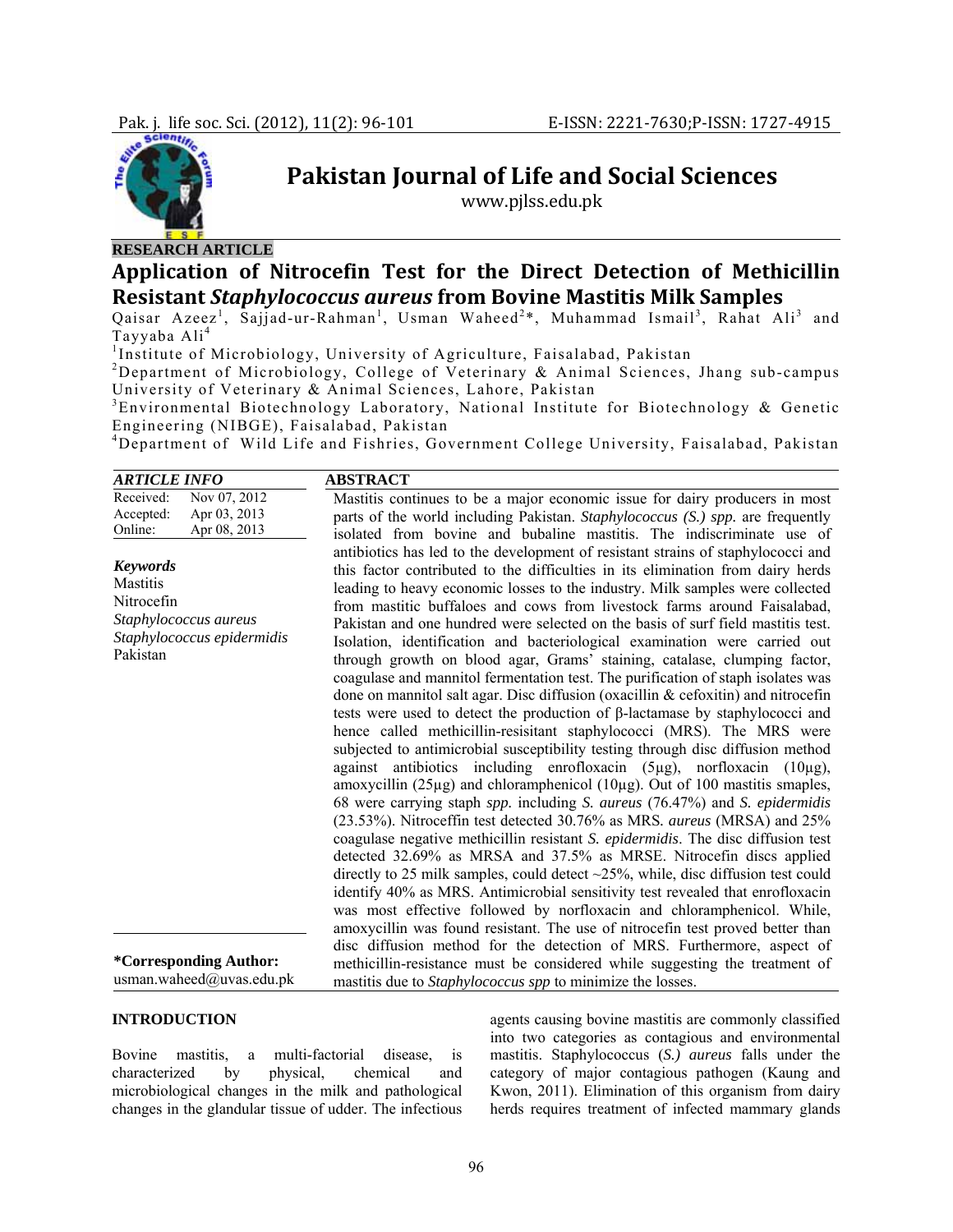**RESEARCH ARTICLE**

# Application of Nitrocefin Test for the Direct Detection of Methicillin Resistant *Staphylococcus aureus* from Bovine Mastitis Milk Samples

Qaisar Azeez[1], Sajjad-ur-Rahman[1], Usman Waheed[2]*, Muhammad Ismail[3], Rahat Ali[3] and Tayyaba Ali[4]

[1]Institute of Microbiology, University of Agriculture, Faisalabad, Pakistan

[2]Department of Microbiology, College of Veterinary & Animal Sciences, Jhang sub-campus University of Veterinary & Animal Sciences, Lahore, Pakistan

[3]Environmental Biotechnology Laboratory, National Institute for Biotechnology & Genetic Engineering (NIBGE), Faisalabad, Pakistan

[4]Department of Wild Life and Fishries, Government College University, Faisalabad, Pakistan

**ARTICLE INFO**

| | |
|---|---|
| Received: | Nov 07, 2012 |
| Accepted: | Apr 03, 2013 |
| Online: | Apr 08, 2013 |

***Keywords***

Mastitis
Nitrocefin
*Staphylococcus aureus*
*Staphylococcus epidermidis*
Pakistan

**\*Corresponding Author:**
usman.waheed@uvas.edu.pk

**ABSTRACT**

Mastitis continues to be a major economic issue for dairy producers in most parts of the world including Pakistan. *Staphylococcus (S.) spp.* are frequently isolated from bovine and bubaline mastitis. The indiscriminate use of antibiotics has led to the development of resistant strains of staphylococci and this factor contributed to the difficulties in its elimination from dairy herds leading to heavy economic losses to the industry. Milk samples were collected from mastitic buffaloes and cows from livestock farms around Faisalabad, Pakistan and one hundred were selected on the basis of surf field mastitis test. Isolation, identification and bacteriological examination were carried out through growth on blood agar, Grams' staining, catalase, clumping factor, coagulase and mannitol fermentation test. The purification of staph isolates was done on mannitol salt agar. Disc diffusion (oxacillin & cefoxitin) and nitrocefin tests were used to detect the production of β-lactamase by staphylococci and hence called methicillin-resisitant staphylococci (MRS). The MRS were subjected to antimicrobial susceptibility testing through disc diffusion method against antibiotics including enrofloxacin (5μg), norfloxacin (10μg), amoxycillin (25μg) and chloramphenicol (10μg). Out of 100 mastitis smaples, 68 were carrying staph *spp.* including *S. aureus* (76.47%) and *S. epidermidis* (23.53%). Nitroceffin test detected 30.76% as MRS. *aureus* (MRSA) and 25% coagulase negative methicillin resistant *S. epidermidis*. The disc diffusion test detected 32.69% as MRSA and 37.5% as MRSE. Nitrocefin discs applied directly to 25 milk samples, could detect ~25%, while, disc diffusion test could identify 40% as MRS. Antimicrobial sensitivity test revealed that enrofloxacin was most effective followed by norfloxacin and chloramphenicol. While, amoxycillin was found resistant. The use of nitrocefin test proved better than disc diffusion method for the detection of MRS. Furthermore, aspect of methicillin-resistance must be considered while suggesting the treatment of mastitis due to *Staphylococcus spp* to minimize the losses.

## INTRODUCTION

Bovine mastitis, a multi-factorial disease, is characterized by physical, chemical and microbiological changes in the milk and pathological changes in the glandular tissue of udder. The infectious agents causing bovine mastitis are commonly classified into two categories as contagious and environmental mastitis. Staphylococcus (*S.) aureus* falls under the category of major contagious pathogen (Kaung and Kwon, 2011). Elimination of this organism from dairy herds requires treatment of infected mammary glands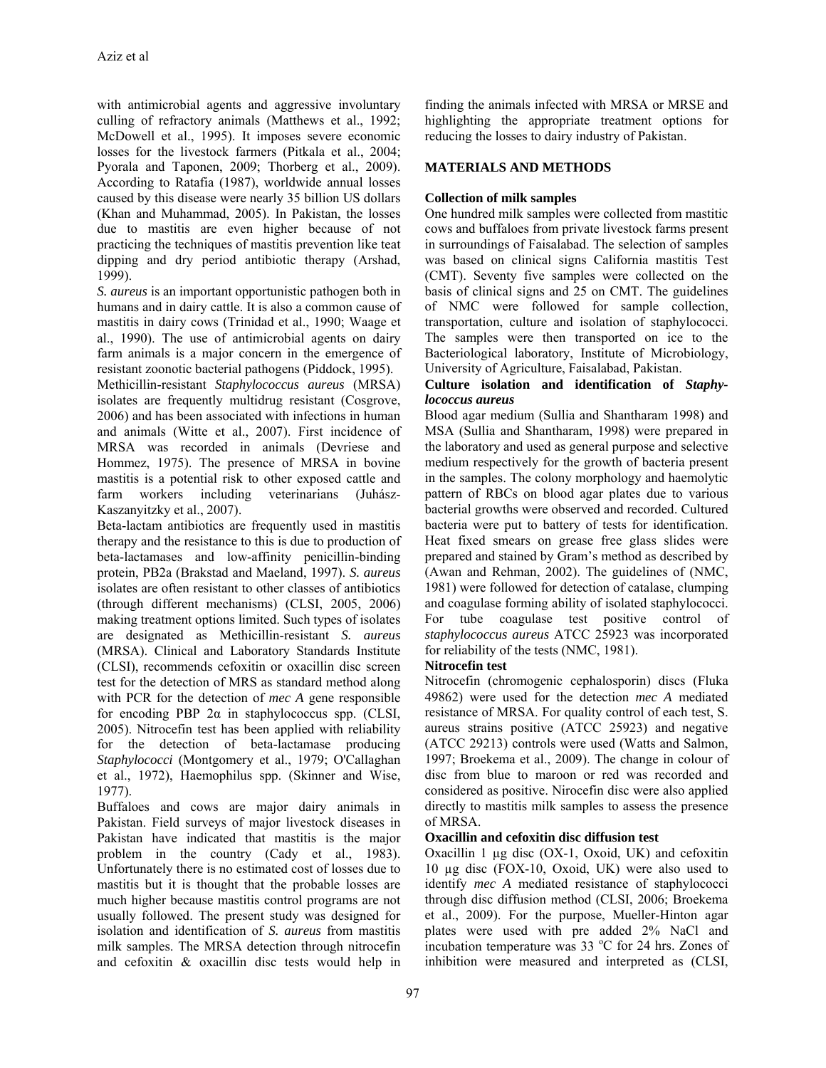with antimicrobial agents and aggressive involuntary culling of refractory animals (Matthews et al., 1992; McDowell et al., 1995). It imposes severe economic losses for the livestock farmers (Pitkala et al., 2004; Pyorala and Taponen, 2009; Thorberg et al., 2009). According to Ratafia (1987), worldwide annual losses caused by this disease were nearly 35 billion US dollars (Khan and Muhammad, 2005). In Pakistan, the losses due to mastitis are even higher because of not practicing the techniques of mastitis prevention like teat dipping and dry period antibiotic therapy (Arshad, 1999).

*S. aureus* is an important opportunistic pathogen both in humans and in dairy cattle. It is also a common cause of mastitis in dairy cows (Trinidad et al., 1990; Waage et al., 1990). The use of antimicrobial agents on dairy farm animals is a major concern in the emergence of resistant zoonotic bacterial pathogens (Piddock, 1995).

Methicillin-resistant *Staphylococcus aureus* (MRSA) isolates are frequently multidrug resistant (Cosgrove, 2006) and has been associated with infections in human and animals (Witte et al., 2007). First incidence of MRSA was recorded in animals (Devriese and Hommez, 1975). The presence of MRSA in bovine mastitis is a potential risk to other exposed cattle and farm workers including veterinarians (Juhász-Kaszanyitzky et al., 2007).

Beta-lactam antibiotics are frequently used in mastitis therapy and the resistance to this is due to production of beta-lactamases and low-affinity penicillin-binding protein, PB2a (Brakstad and Maeland, 1997). *S. aureus* isolates are often resistant to other classes of antibiotics (through different mechanisms) (CLSI, 2005, 2006) making treatment options limited. Such types of isolates are designated as Methicillin-resistant *S. aureus* (MRSA). Clinical and Laboratory Standards Institute (CLSI), recommends cefoxitin or oxacillin disc screen test for the detection of MRS as standard method along with PCR for the detection of *mec A* gene responsible for encoding PBP 2α in staphylococcus spp. (CLSI, 2005). Nitrocefin test has been applied with reliability for the detection of beta-lactamase producing *Staphylococci* (Montgomery et al., 1979; O'Callaghan et al., 1972), Haemophilus spp. (Skinner and Wise, 1977).

Buffaloes and cows are major dairy animals in Pakistan. Field surveys of major livestock diseases in Pakistan have indicated that mastitis is the major problem in the country (Cady et al., 1983). Unfortunately there is no estimated cost of losses due to mastitis but it is thought that the probable losses are much higher because mastitis control programs are not usually followed. The present study was designed for isolation and identification of *S. aureus* from mastitis milk samples. The MRSA detection through nitrocefin and cefoxitin & oxacillin disc tests would help in finding the animals infected with MRSA or MRSE and highlighting the appropriate treatment options for reducing the losses to dairy industry of Pakistan.

## MATERIALS AND METHODS

### Collection of milk samples

One hundred milk samples were collected from mastitic cows and buffaloes from private livestock farms present in surroundings of Faisalabad. The selection of samples was based on clinical signs California mastitis Test (CMT). Seventy five samples were collected on the basis of clinical signs and 25 on CMT. The guidelines of NMC were followed for sample collection, transportation, culture and isolation of staphylococci. The samples were then transported on ice to the Bacteriological laboratory, Institute of Microbiology, University of Agriculture, Faisalabad, Pakistan.

### Culture isolation and identification of *Staphylococcus aureus*

Blood agar medium (Sullia and Shantharam 1998) and MSA (Sullia and Shantharam, 1998) were prepared in the laboratory and used as general purpose and selective medium respectively for the growth of bacteria present in the samples. The colony morphology and haemolytic pattern of RBCs on blood agar plates due to various bacterial growths were observed and recorded. Cultured bacteria were put to battery of tests for identification. Heat fixed smears on grease free glass slides were prepared and stained by Gram's method as described by (Awan and Rehman, 2002). The guidelines of (NMC, 1981) were followed for detection of catalase, clumping and coagulase forming ability of isolated staphylococci. For tube coagulase test positive control of *staphylococcus aureus* ATCC 25923 was incorporated for reliability of the tests (NMC, 1981).

### Nitrocefin test

Nitrocefin (chromogenic cephalosporin) discs (Fluka 49862) were used for the detection *mec A* mediated resistance of MRSA. For quality control of each test, S. aureus strains positive (ATCC 25923) and negative (ATCC 29213) controls were used (Watts and Salmon, 1997; Broekema et al., 2009). The change in colour of disc from blue to maroon or red was recorded and considered as positive. Nirocefin disc were also applied directly to mastitis milk samples to assess the presence of MRSA.

### Oxacillin and cefoxitin disc diffusion test

Oxacillin 1 µg disc (OX-1, Oxoid, UK) and cefoxitin 10 µg disc (FOX-10, Oxoid, UK) were also used to identify *mec A* mediated resistance of staphylococci through disc diffusion method (CLSI, 2006; Broekema et al., 2009). For the purpose, Mueller-Hinton agar plates were used with pre added 2% NaCl and incubation temperature was 33 °C for 24 hrs. Zones of inhibition were measured and interpreted as (CLSI,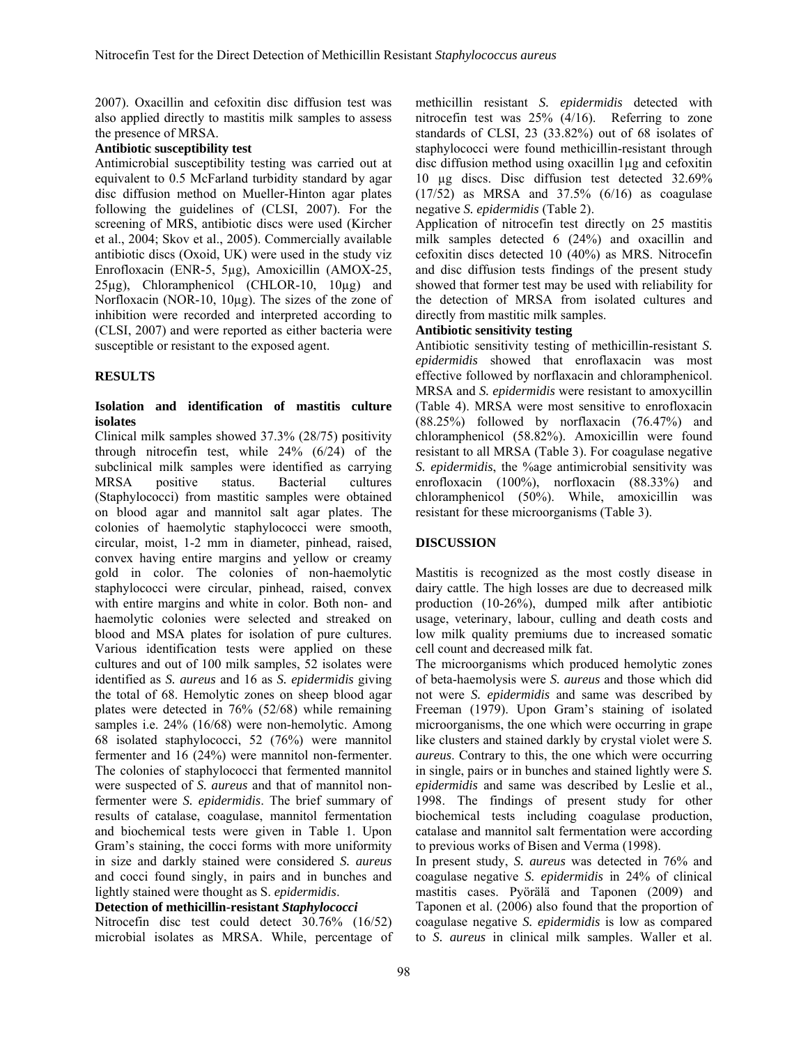2007). Oxacillin and cefoxitin disc diffusion test was also applied directly to mastitis milk samples to assess the presence of MRSA.

**Antibiotic susceptibility test**

Antimicrobial susceptibility testing was carried out at equivalent to 0.5 McFarland turbidity standard by agar disc diffusion method on Mueller-Hinton agar plates following the guidelines of (CLSI, 2007). For the screening of MRS, antibiotic discs were used (Kircher et al., 2004; Skov et al., 2005). Commercially available antibiotic discs (Oxoid, UK) were used in the study viz Enrofloxacin (ENR-5, 5µg), Amoxicillin (AMOX-25, 25µg), Chloramphenicol (CHLOR-10, 10µg) and Norfloxacin (NOR-10, 10µg). The sizes of the zone of inhibition were recorded and interpreted according to (CLSI, 2007) and were reported as either bacteria were susceptible or resistant to the exposed agent.

## RESULTS

**Isolation and identification of mastitis culture isolates**

Clinical milk samples showed 37.3% (28/75) positivity through nitrocefin test, while 24% (6/24) of the subclinical milk samples were identified as carrying MRSA positive status. Bacterial cultures (Staphylococci) from mastitic samples were obtained on blood agar and mannitol salt agar plates. The colonies of haemolytic staphylococci were smooth, circular, moist, 1-2 mm in diameter, pinhead, raised, convex having entire margins and yellow or creamy gold in color. The colonies of non-haemolytic staphylococci were circular, pinhead, raised, convex with entire margins and white in color. Both non- and haemolytic colonies were selected and streaked on blood and MSA plates for isolation of pure cultures. Various identification tests were applied on these cultures and out of 100 milk samples, 52 isolates were identified as *S. aureus* and 16 as *S. epidermidis* giving the total of 68. Hemolytic zones on sheep blood agar plates were detected in 76% (52/68) while remaining samples i.e. 24% (16/68) were non-hemolytic. Among 68 isolated staphylococci, 52 (76%) were mannitol fermenter and 16 (24%) were mannitol non-fermenter. The colonies of staphylococci that fermented mannitol were suspected of *S. aureus* and that of mannitol non-fermenter were *S. epidermidis*. The brief summary of results of catalase, coagulase, mannitol fermentation and biochemical tests were given in Table 1. Upon Gram's staining, the cocci forms with more uniformity in size and darkly stained were considered *S. aureus* and cocci found singly, in pairs and in bunches and lightly stained were thought as S. *epidermidis*.

**Detection of methicillin-resistant *Staphylococci***

Nitrocefin disc test could detect 30.76% (16/52) microbial isolates as MRSA. While, percentage of methicillin resistant *S. epidermidis* detected with nitrocefin test was 25% (4/16). Referring to zone standards of CLSI, 23 (33.82%) out of 68 isolates of staphylococci were found methicillin-resistant through disc diffusion method using oxacillin 1µg and cefoxitin 10 µg discs. Disc diffusion test detected 32.69% (17/52) as MRSA and 37.5% (6/16) as coagulase negative *S. epidermidis* (Table 2).

Application of nitrocefin test directly on 25 mastitis milk samples detected 6 (24%) and oxacillin and cefoxitin discs detected 10 (40%) as MRS. Nitrocefin and disc diffusion tests findings of the present study showed that former test may be used with reliability for the detection of MRSA from isolated cultures and directly from mastitic milk samples.

**Antibiotic sensitivity testing**

Antibiotic sensitivity testing of methicillin-resistant *S. epidermidis* showed that enroflaxacin was most effective followed by norflaxacin and chloramphenicol. MRSA and *S. epidermidis* were resistant to amoxycillin (Table 4). MRSA were most sensitive to enrofloxacin (88.25%) followed by norflaxacin (76.47%) and chloramphenicol (58.82%). Amoxicillin were found resistant to all MRSA (Table 3). For coagulase negative *S. epidermidis*, the %age antimicrobial sensitivity was enrofloxacin (100%), norfloxacin (88.33%) and chloramphenicol (50%). While, amoxicillin was resistant for these microorganisms (Table 3).

## DISCUSSION

Mastitis is recognized as the most costly disease in dairy cattle. The high losses are due to decreased milk production (10-26%), dumped milk after antibiotic usage, veterinary, labour, culling and death costs and low milk quality premiums due to increased somatic cell count and decreased milk fat.

The microorganisms which produced hemolytic zones of beta-haemolysis were *S. aureus* and those which did not were *S. epidermidis* and same was described by Freeman (1979). Upon Gram's staining of isolated microorganisms, the one which were occurring in grape like clusters and stained darkly by crystal violet were *S. aureus*. Contrary to this, the one which were occurring in single, pairs or in bunches and stained lightly were *S. epidermidis* and same was described by Leslie et al., 1998. The findings of present study for other biochemical tests including coagulase production, catalase and mannitol salt fermentation were according to previous works of Bisen and Verma (1998).

In present study, *S. aureus* was detected in 76% and coagulase negative *S. epidermidis* in 24% of clinical mastitis cases. Pyörälä and Taponen (2009) and Taponen et al. (2006) also found that the proportion of coagulase negative *S. epidermidis* is low as compared to *S. aureus* in clinical milk samples. Waller et al.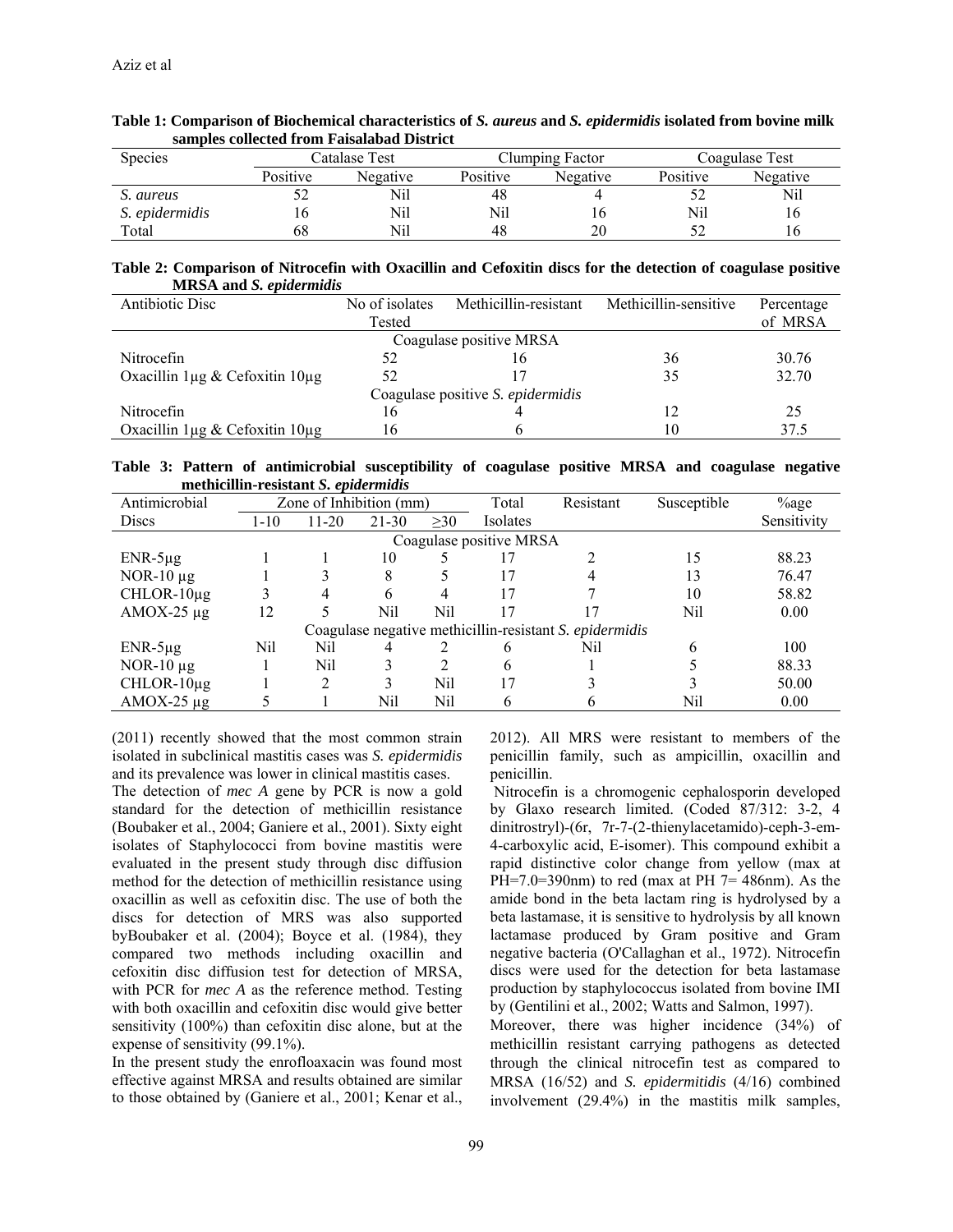**Table 1: Comparison of Biochemical characteristics of *S. aureus* and *S. epidermidis* isolated from bovine milk samples collected from Faisalabad District**

| Species | Catalase Test | | Clumping Factor | | Coagulase Test | |
|---|---|---|---|---|---|---|
| | Positive | Negative | Positive | Negative | Positive | Negative |
| *S. aureus* | 52 | Nil | 48 | 4 | 52 | Nil |
| *S. epidermidis* | 16 | Nil | Nil | 16 | Nil | 16 |
| Total | 68 | Nil | 48 | 20 | 52 | 16 |

**Table 2: Comparison of Nitrocefin with Oxacillin and Cefoxitin discs for the detection of coagulase positive MRSA and *S. epidermidis***

| Antibiotic Disc | No of isolates Tested | Methicillin-resistant | Methicillin-sensitive | Percentage of MRSA |
|---|---|---|---|---|
| Coagulase positive MRSA | | | | |
| Nitrocefin | 52 | 16 | 36 | 30.76 |
| Oxacillin 1µg & Cefoxitin 10µg | 52 | 17 | 35 | 32.70 |
| Coagulase positive *S. epidermidis* | | | | |
| Nitrocefin | 16 | 4 | 12 | 25 |
| Oxacillin 1µg & Cefoxitin 10µg | 16 | 6 | 10 | 37.5 |

**Table 3: Pattern of antimicrobial susceptibility of coagulase positive MRSA and coagulase negative methicillin-resistant *S. epidermidis***

| Antimicrobial Discs | Zone of Inhibition (mm) | | | | Total Isolates | Resistant | Susceptible | %age Sensitivity |
|---|---|---|---|---|---|---|---|---|
| | 1-10 | 11-20 | 21-30 | ≥30 | | | | |
| Coagulase positive MRSA | | | | | | | | |
| ENR-5µg | 1 | 1 | 10 | 5 | 17 | 2 | 15 | 88.23 |
| NOR-10 µg | 1 | 3 | 8 | 5 | 17 | 4 | 13 | 76.47 |
| CHLOR-10µg | 3 | 4 | 6 | 4 | 17 | 7 | 10 | 58.82 |
| AMOX-25 µg | 12 | 5 | Nil | Nil | 17 | 17 | Nil | 0.00 |
| Coagulase negative methicillin-resistant *S. epidermidis* | | | | | | | | |
| ENR-5µg | Nil | Nil | 4 | 2 | 6 | Nil | 6 | 100 |
| NOR-10 µg | 1 | Nil | 3 | 2 | 6 | 1 | 5 | 88.33 |
| CHLOR-10µg | 1 | 2 | 3 | Nil | 17 | 3 | 3 | 50.00 |
| AMOX-25 µg | 5 | 1 | Nil | Nil | 6 | 6 | Nil | 0.00 |

(2011) recently showed that the most common strain isolated in subclinical mastitis cases was *S. epidermidis* and its prevalence was lower in clinical mastitis cases.

The detection of *mec A* gene by PCR is now a gold standard for the detection of methicillin resistance (Boubaker et al., 2004; Ganiere et al., 2001). Sixty eight isolates of Staphylococci from bovine mastitis were evaluated in the present study through disc diffusion method for the detection of methicillin resistance using oxacillin as well as cefoxitin disc. The use of both the discs for detection of MRS was also supported byBoubaker et al. (2004); Boyce et al. (1984), they compared two methods including oxacillin and cefoxitin disc diffusion test for detection of MRSA, with PCR for *mec A* as the reference method. Testing with both oxacillin and cefoxitin disc would give better sensitivity (100%) than cefoxitin disc alone, but at the expense of sensitivity (99.1%).

In the present study the enrofloaxacin was found most effective against MRSA and results obtained are similar to those obtained by (Ganiere et al., 2001; Kenar et al., 2012). All MRS were resistant to members of the penicillin family, such as ampicillin, oxacillin and penicillin.

Nitrocefin is a chromogenic cephalosporin developed by Glaxo research limited. (Coded 87/312: 3-2, 4 dinitrostryl)-(6r, 7r-7-(2-thienylacetamido)-ceph-3-em-4-carboxylic acid, E-isomer). This compound exhibit a rapid distinctive color change from yellow (max at PH=7.0=390nm) to red (max at PH 7= 486nm). As the amide bond in the beta lactam ring is hydrolysed by a beta lastamase, it is sensitive to hydrolysis by all known lactamase produced by Gram positive and Gram negative bacteria (O'Callaghan et al., 1972). Nitrocefin discs were used for the detection for beta lastamase production by staphylococcus isolated from bovine IMI by (Gentilini et al., 2002; Watts and Salmon, 1997).

Moreover, there was higher incidence (34%) of methicillin resistant carrying pathogens as detected through the clinical nitrocefin test as compared to MRSA (16/52) and *S. epidermitidis* (4/16) combined involvement (29.4%) in the mastitis milk samples,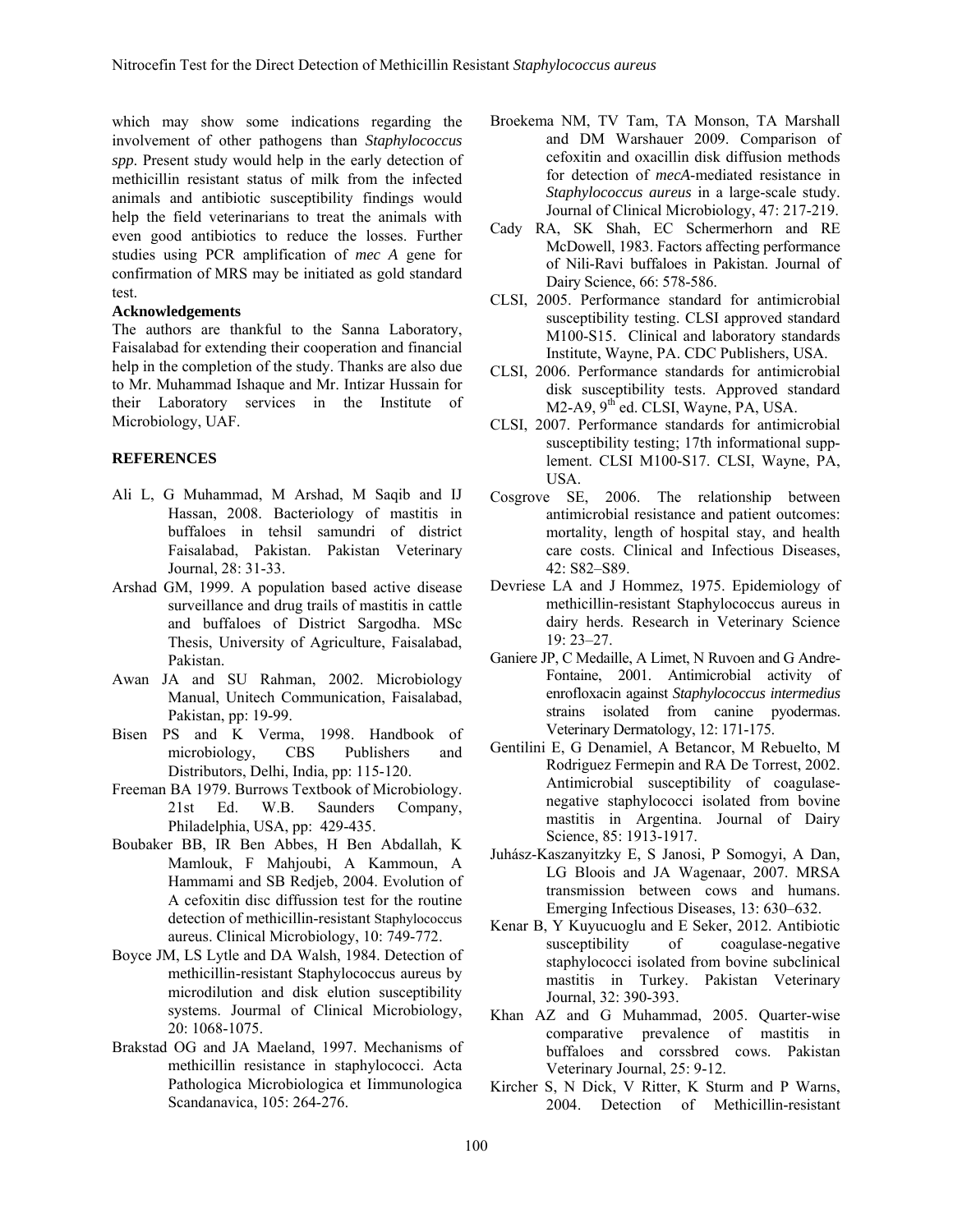which may show some indications regarding the involvement of other pathogens than *Staphylococcus spp*. Present study would help in the early detection of methicillin resistant status of milk from the infected animals and antibiotic susceptibility findings would help the field veterinarians to treat the animals with even good antibiotics to reduce the losses. Further studies using PCR amplification of *mec A* gene for confirmation of MRS may be initiated as gold standard test.

**Acknowledgements**

The authors are thankful to the Sanna Laboratory, Faisalabad for extending their cooperation and financial help in the completion of the study. Thanks are also due to Mr. Muhammad Ishaque and Mr. Intizar Hussain for their Laboratory services in the Institute of Microbiology, UAF.

## REFERENCES

Ali L, G Muhammad, M Arshad, M Saqib and IJ Hassan, 2008. Bacteriology of mastitis in buffaloes in tehsil samundri of district Faisalabad, Pakistan. Pakistan Veterinary Journal, 28: 31-33.

Arshad GM, 1999. A population based active disease surveillance and drug trails of mastitis in cattle and buffaloes of District Sargodha. MSc Thesis, University of Agriculture, Faisalabad, Pakistan.

Awan JA and SU Rahman, 2002. Microbiology Manual, Unitech Communication, Faisalabad, Pakistan, pp: 19-99.

Bisen PS and K Verma, 1998. Handbook of microbiology, CBS Publishers and Distributors, Delhi, India, pp: 115-120.

Freeman BA 1979. Burrows Textbook of Microbiology. 21st Ed. W.B. Saunders Company, Philadelphia, USA, pp: 429-435.

Boubaker BB, IR Ben Abbes, H Ben Abdallah, K Mamlouk, F Mahjoubi, A Kammoun, A Hammami and SB Redjeb, 2004. Evolution of A cefoxitin disc diffussion test for the routine detection of methicillin-resistant Staphylococcus aureus. Clinical Microbiology, 10: 749-772.

Boyce JM, LS Lytle and DA Walsh, 1984. Detection of methicillin-resistant Staphylococcus aureus by microdilution and disk elution susceptibility systems. Joumal of Clinical Microbiology, 20: 1068-1075.

Brakstad OG and JA Maeland, 1997. Mechanisms of methicillin resistance in staphylococci. Acta Pathologica Microbiologica et Iimmunologica Scandanavica, 105: 264-276.

Broekema NM, TV Tam, TA Monson, TA Marshall and DM Warshauer 2009. Comparison of cefoxitin and oxacillin disk diffusion methods for detection of *mecA*-mediated resistance in *Staphylococcus aureus* in a large-scale study. Journal of Clinical Microbiology, 47: 217-219.

Cady RA, SK Shah, EC Schermerhorn and RE McDowell, 1983. Factors affecting performance of Nili-Ravi buffaloes in Pakistan. Journal of Dairy Science, 66: 578-586.

CLSI, 2005. Performance standard for antimicrobial susceptibility testing. CLSI approved standard M100-S15. Clinical and laboratory standards Institute, Wayne, PA. CDC Publishers, USA.

CLSI, 2006. Performance standards for antimicrobial disk susceptibility tests. Approved standard M2-A9, 9th ed. CLSI, Wayne, PA, USA.

CLSI, 2007. Performance standards for antimicrobial susceptibility testing; 17th informational supplement. CLSI M100-S17. CLSI, Wayne, PA, USA.

Cosgrove SE, 2006. The relationship between antimicrobial resistance and patient outcomes: mortality, length of hospital stay, and health care costs. Clinical and Infectious Diseases, 42: S82–S89.

Devriese LA and J Hommez, 1975. Epidemiology of methicillin-resistant Staphylococcus aureus in dairy herds. Research in Veterinary Science 19: 23–27.

Ganiere JP, C Medaille, A Limet, N Ruvoen and G Andre-Fontaine, 2001. Antimicrobial activity of enrofloxacin against *Staphylococcus intermedius* strains isolated from canine pyodermas. Veterinary Dermatology, 12: 171-175.

Gentilini E, G Denamiel, A Betancor, M Rebuelto, M Rodriguez Fermepin and RA De Torrest, 2002. Antimicrobial susceptibility of coagulase-negative staphylococci isolated from bovine mastitis in Argentina. Journal of Dairy Science, 85: 1913-1917.

Juhász-Kaszanyitzky E, S Janosi, P Somogyi, A Dan, LG Bloois and JA Wagenaar, 2007. MRSA transmission between cows and humans. Emerging Infectious Diseases, 13: 630–632.

Kenar B, Y Kuyucuoglu and E Seker, 2012. Antibiotic susceptibility of coagulase-negative staphylococci isolated from bovine subclinical mastitis in Turkey. Pakistan Veterinary Journal, 32: 390-393.

Khan AZ and G Muhammad, 2005. Quarter-wise comparative prevalence of mastitis in buffaloes and corssbred cows. Pakistan Veterinary Journal, 25: 9-12.

Kircher S, N Dick, V Ritter, K Sturm and P Warns, 2004. Detection of Methicillin-resistant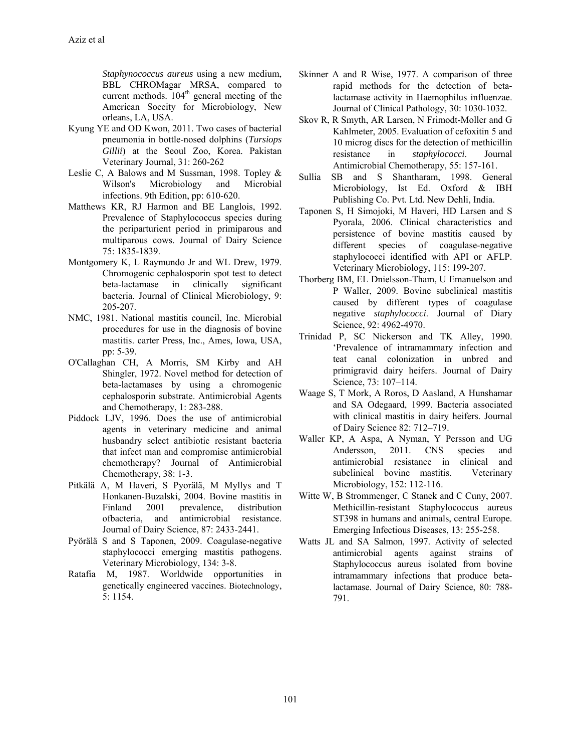*Staphynococcus aureus* using a new medium, BBL CHROMagar MRSA, compared to current methods. 104$^{th}$ general meeting of the American Soceity for Microbiology, New orleans, LA, USA.

Kyung YE and OD Kwon, 2011. Two cases of bacterial pneumonia in bottle-nosed dolphins (*Tursiops Gillii*) at the Seoul Zoo, Korea. Pakistan Veterinary Journal, 31: 260-262

Leslie C, A Balows and M Sussman, 1998. Topley & Wilson's Microbiology and Microbial infections. 9th Edition, pp: 610-620.

Matthews KR, RJ Harmon and BE Langlois, 1992. Prevalence of Staphylococcus species during the periparturient period in primiparous and multiparous cows. Journal of Dairy Science 75: 1835-1839.

Montgomery K, L Raymundo Jr and WL Drew, 1979. Chromogenic cephalosporin spot test to detect beta-lactamase in clinically significant bacteria. Journal of Clinical Microbiology, 9: 205-207.

NMC, 1981. National mastitis council, Inc. Microbial procedures for use in the diagnosis of bovine mastitis. carter Press, Inc., Ames, Iowa, USA, pp: 5-39.

O'Callaghan CH, A Morris, SM Kirby and AH Shingler, 1972. Novel method for detection of beta-lactamases by using a chromogenic cephalosporin substrate. Antimicrobial Agents and Chemotherapy, 1: 283-288.

Piddock LJV, 1996. Does the use of antimicrobial agents in veterinary medicine and animal husbandry select antibiotic resistant bacteria that infect man and compromise antimicrobial chemotherapy? Journal of Antimicrobial Chemotherapy, 38: 1-3.

Pitkälä A, M Haveri, S Pyorälä, M Myllys and T Honkanen-Buzalski, 2004. Bovine mastitis in Finland 2001 prevalence, distribution ofbacteria, and antimicrobial resistance. Journal of Dairy Science, 87: 2433-2441.

Pyörälä S and S Taponen, 2009. Coagulase-negative staphylococci emerging mastitis pathogens. Veterinary Microbiology, 134: 3-8.

Ratafia M, 1987. Worldwide opportunities in genetically engineered vaccines. Biotechnology, 5: 1154.

Skinner A and R Wise, 1977. A comparison of three rapid methods for the detection of beta-lactamase activity in Haemophilus influenzae. Journal of Clinical Pathology, 30: 1030-1032.

Skov R, R Smyth, AR Larsen, N Frimodt-Moller and G Kahlmeter, 2005. Evaluation of cefoxitin 5 and 10 microg discs for the detection of methicillin resistance in *staphylococci*. Journal Antimicrobial Chemotherapy, 55: 157-161.

Sullia SB and S Shantharam, 1998. General Microbiology, Ist Ed. Oxford & IBH Publishing Co. Pvt. Ltd. New Dehli, India.

Taponen S, H Simojoki, M Haveri, HD Larsen and S Pyorala, 2006. Clinical characteristics and persistence of bovine mastitis caused by different species of coagulase-negative staphylococci identified with API or AFLP. Veterinary Microbiology, 115: 199-207.

Thorberg BM, EL Dnielsson-Tham, U Emanuelson and P Waller, 2009. Bovine subclinical mastitis caused by different types of coagulase negative *staphylococci*. Journal of Diary Science, 92: 4962-4970.

Trinidad P, SC Nickerson and TK Alley, 1990. 'Prevalence of intramammary infection and teat canal colonization in unbred and primigravid dairy heifers. Journal of Dairy Science, 73: 107–114.

Waage S, T Mork, A Roros, D Aasland, A Hunshamar and SA Odegaard, 1999. Bacteria associated with clinical mastitis in dairy heifers. Journal of Dairy Science 82: 712–719.

Waller KP, A Aspa, A Nyman, Y Persson and UG Andersson, 2011. CNS species and antimicrobial resistance in clinical and subclinical bovine mastitis. Veterinary Microbiology, 152: 112-116.

Witte W, B Strommenger, C Stanek and C Cuny, 2007. Methicillin-resistant Staphylococcus aureus ST398 in humans and animals, central Europe. Emerging Infectious Diseases, 13: 255-258.

Watts JL and SA Salmon, 1997. Activity of selected antimicrobial agents against strains of Staphylococcus aureus isolated from bovine intramammary infections that produce beta-lactamase. Journal of Dairy Science, 80: 788-791.